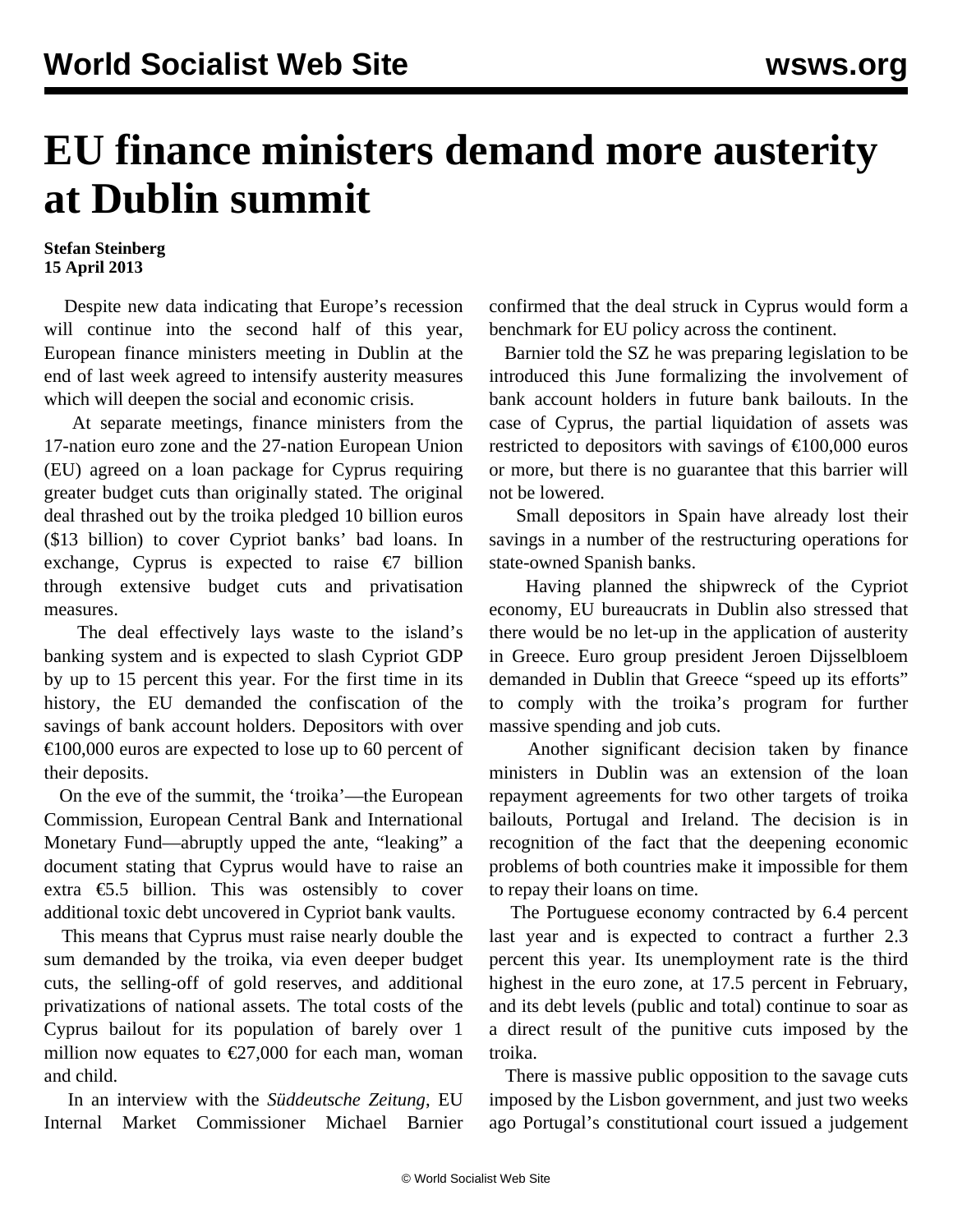# EU finance ministers demand more austerity at Dublin summit

**Stefan Steinberg**
**15 April 2013**

Despite new data indicating that Europe's recession will continue into the second half of this year, European finance ministers meeting in Dublin at the end of last week agreed to intensify austerity measures which will deepen the social and economic crisis.

At separate meetings, finance ministers from the 17-nation euro zone and the 27-nation European Union (EU) agreed on a loan package for Cyprus requiring greater budget cuts than originally stated. The original deal thrashed out by the troika pledged 10 billion euros ($13 billion) to cover Cypriot banks' bad loans. In exchange, Cyprus is expected to raise €7 billion through extensive budget cuts and privatisation measures.

The deal effectively lays waste to the island's banking system and is expected to slash Cypriot GDP by up to 15 percent this year. For the first time in its history, the EU demanded the confiscation of the savings of bank account holders. Depositors with over €100,000 euros are expected to lose up to 60 percent of their deposits.

On the eve of the summit, the 'troika'—the European Commission, European Central Bank and International Monetary Fund—abruptly upped the ante, "leaking" a document stating that Cyprus would have to raise an extra €5.5 billion. This was ostensibly to cover additional toxic debt uncovered in Cypriot bank vaults.

This means that Cyprus must raise nearly double the sum demanded by the troika, via even deeper budget cuts, the selling-off of gold reserves, and additional privatizations of national assets. The total costs of the Cyprus bailout for its population of barely over 1 million now equates to €27,000 for each man, woman and child.

In an interview with the *Süddeutsche Zeitung*, EU Internal Market Commissioner Michael Barnier confirmed that the deal struck in Cyprus would form a benchmark for EU policy across the continent.

Barnier told the SZ he was preparing legislation to be introduced this June formalizing the involvement of bank account holders in future bank bailouts. In the case of Cyprus, the partial liquidation of assets was restricted to depositors with savings of €100,000 euros or more, but there is no guarantee that this barrier will not be lowered.

Small depositors in Spain have already lost their savings in a number of the restructuring operations for state-owned Spanish banks.

Having planned the shipwreck of the Cypriot economy, EU bureaucrats in Dublin also stressed that there would be no let-up in the application of austerity in Greece. Euro group president Jeroen Dijsselbloem demanded in Dublin that Greece "speed up its efforts" to comply with the troika's program for further massive spending and job cuts.

Another significant decision taken by finance ministers in Dublin was an extension of the loan repayment agreements for two other targets of troika bailouts, Portugal and Ireland. The decision is in recognition of the fact that the deepening economic problems of both countries make it impossible for them to repay their loans on time.

The Portuguese economy contracted by 6.4 percent last year and is expected to contract a further 2.3 percent this year. Its unemployment rate is the third highest in the euro zone, at 17.5 percent in February, and its debt levels (public and total) continue to soar as a direct result of the punitive cuts imposed by the troika.

There is massive public opposition to the savage cuts imposed by the Lisbon government, and just two weeks ago Portugal's constitutional court issued a judgement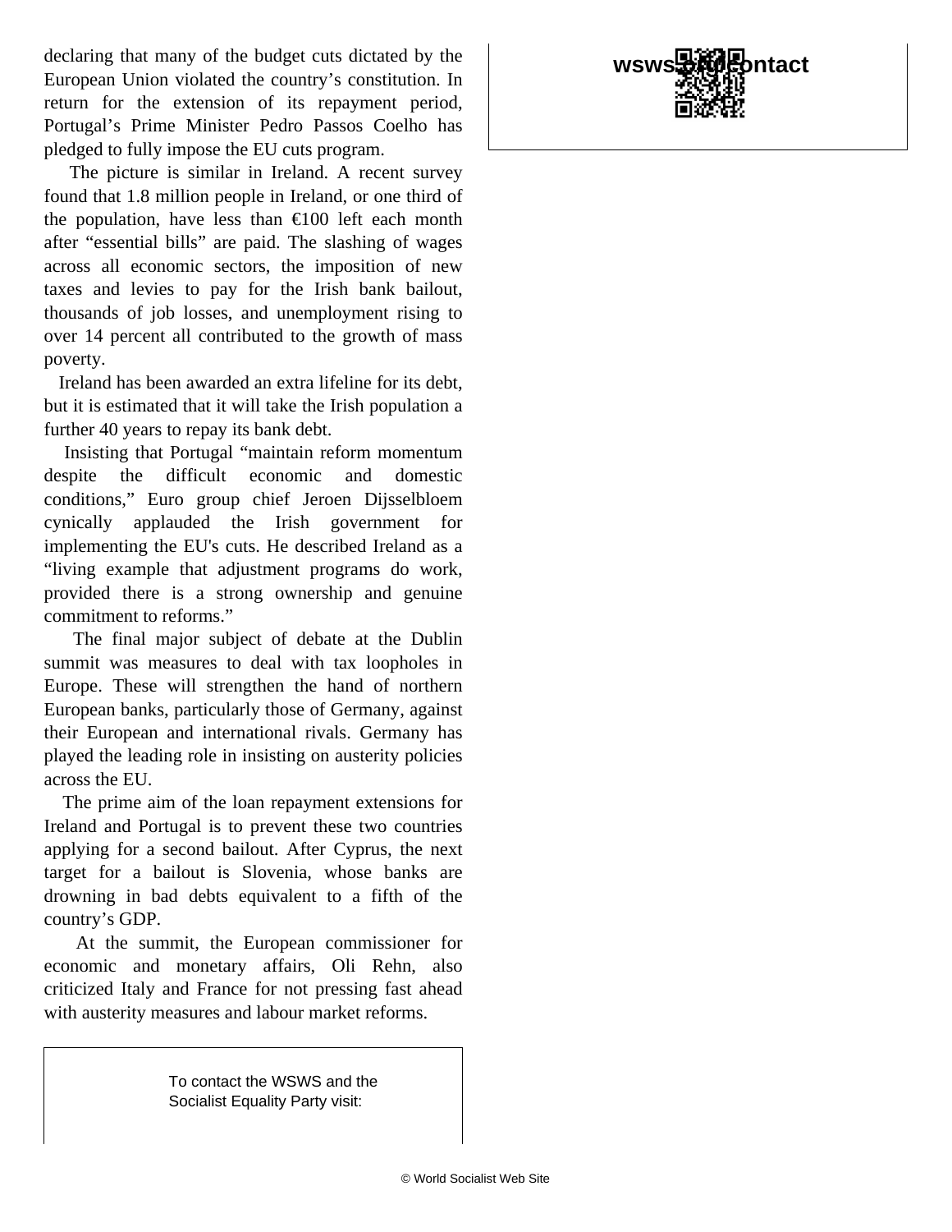declaring that many of the budget cuts dictated by the European Union violated the country's constitution. In return for the extension of its repayment period, Portugal's Prime Minister Pedro Passos Coelho has pledged to fully impose the EU cuts program.

The picture is similar in Ireland. A recent survey found that 1.8 million people in Ireland, or one third of the population, have less than €100 left each month after "essential bills" are paid. The slashing of wages across all economic sectors, the imposition of new taxes and levies to pay for the Irish bank bailout, thousands of job losses, and unemployment rising to over 14 percent all contributed to the growth of mass poverty.

Ireland has been awarded an extra lifeline for its debt, but it is estimated that it will take the Irish population a further 40 years to repay its bank debt.

Insisting that Portugal "maintain reform momentum despite the difficult economic and domestic conditions," Euro group chief Jeroen Dijsselbloem cynically applauded the Irish government for implementing the EU's cuts. He described Ireland as a "living example that adjustment programs do work, provided there is a strong ownership and genuine commitment to reforms."

The final major subject of debate at the Dublin summit was measures to deal with tax loopholes in Europe. These will strengthen the hand of northern European banks, particularly those of Germany, against their European and international rivals. Germany has played the leading role in insisting on austerity policies across the EU.

The prime aim of the loan repayment extensions for Ireland and Portugal is to prevent these two countries applying for a second bailout. After Cyprus, the next target for a bailout is Slovenia, whose banks are drowning in bad debts equivalent to a fifth of the country's GDP.

At the summit, the European commissioner for economic and monetary affairs, Oli Rehn, also criticized Italy and France for not pressing fast ahead with austerity measures and labour market reforms.

To contact the WSWS and the Socialist Equality Party visit:

**wsws.org/contact**